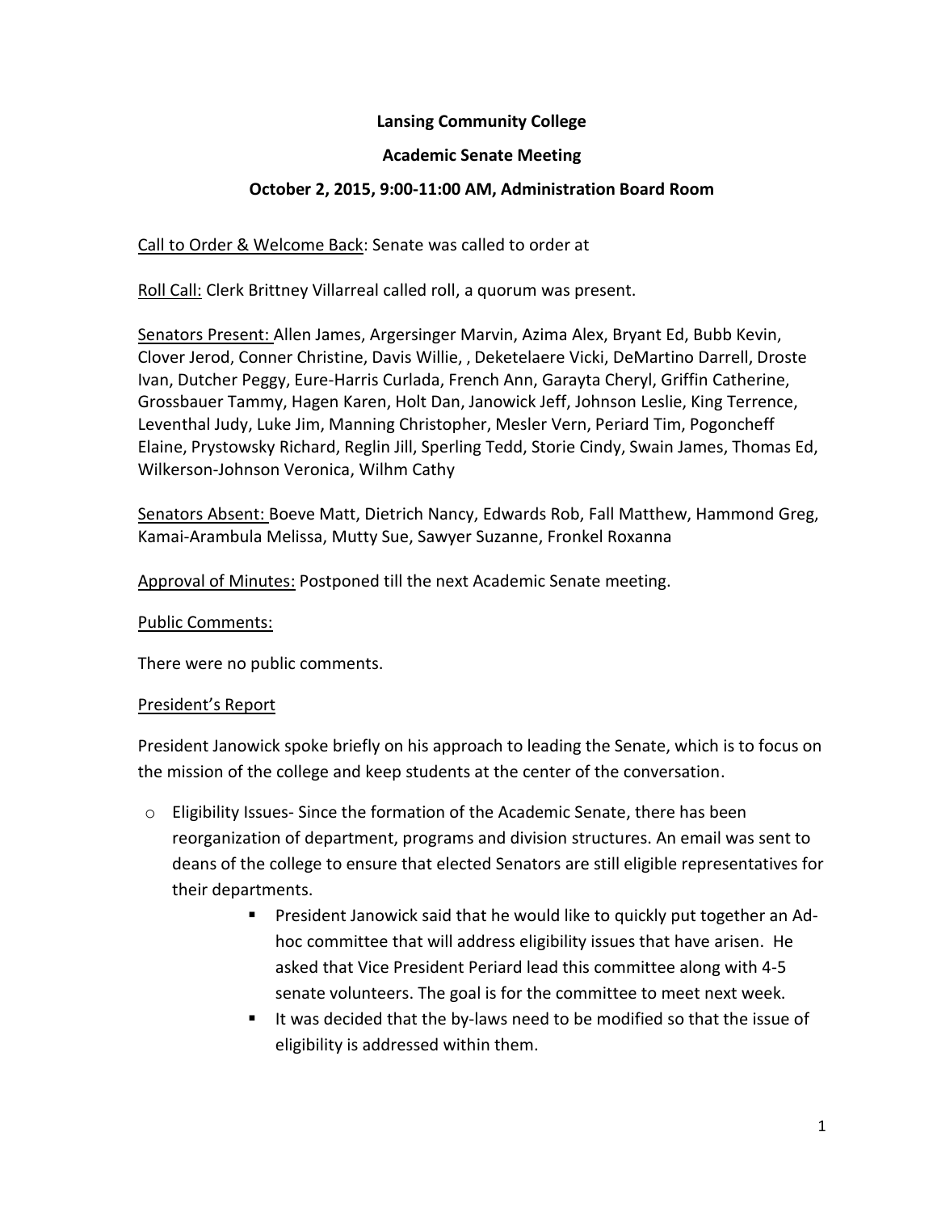**Lansing Community College**

**Academic Senate Meeting**

**October 2, 2015, 9:00-11:00 AM, Administration Board Room**

<u>Call to Order & Welcome Back</u>: Senate was called to order at

<u>Roll Call:</u> Clerk Brittney Villarreal called roll, a quorum was present.

<u>Senators Present:</u> Allen James, Argersinger Marvin, Azima Alex, Bryant Ed, Bubb Kevin, Clover Jerod, Conner Christine, Davis Willie, , Deketelaere Vicki, DeMartino Darrell, Droste Ivan, Dutcher Peggy, Eure-Harris Curlada, French Ann, Garayta Cheryl, Griffin Catherine, Grossbauer Tammy, Hagen Karen, Holt Dan, Janowick Jeff, Johnson Leslie, King Terrence, Leventhal Judy, Luke Jim, Manning Christopher, Mesler Vern, Periard Tim, Pogoncheff Elaine, Prystowsky Richard, Reglin Jill, Sperling Tedd, Storie Cindy, Swain James, Thomas Ed, Wilkerson-Johnson Veronica, Wilhm Cathy

<u>Senators Absent:</u> Boeve Matt, Dietrich Nancy, Edwards Rob, Fall Matthew, Hammond Greg, Kamai-Arambula Melissa, Mutty Sue, Sawyer Suzanne, Fronkel Roxanna

<u>Approval of Minutes:</u> Postponed till the next Academic Senate meeting.

<u>Public Comments:</u>

There were no public comments.

<u>President's Report</u>

President Janowick spoke briefly on his approach to leading the Senate, which is to focus on the mission of the college and keep students at the center of the conversation.

- Eligibility Issues- Since the formation of the Academic Senate, there has been reorganization of department, programs and division structures. An email was sent to deans of the college to ensure that elected Senators are still eligible representatives for their departments.
  - President Janowick said that he would like to quickly put together an Ad-hoc committee that will address eligibility issues that have arisen. He asked that Vice President Periard lead this committee along with 4-5 senate volunteers. The goal is for the committee to meet next week.
  - It was decided that the by-laws need to be modified so that the issue of eligibility is addressed within them.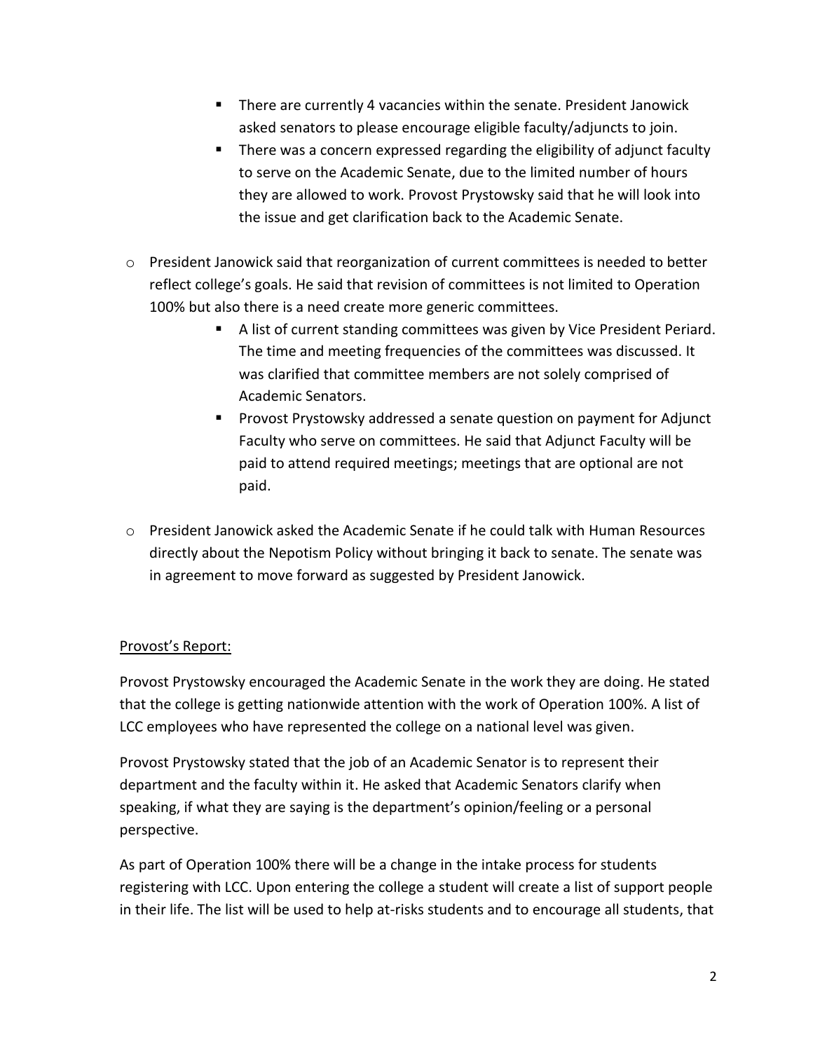- There are currently 4 vacancies within the senate. President Janowick asked senators to please encourage eligible faculty/adjuncts to join.
    - There was a concern expressed regarding the eligibility of adjunct faculty to serve on the Academic Senate, due to the limited number of hours they are allowed to work. Provost Prystowsky said that he will look into the issue and get clarification back to the Academic Senate.

- President Janowick said that reorganization of current committees is needed to better reflect college's goals. He said that revision of committees is not limited to Operation 100% but also there is a need create more generic committees.
    - A list of current standing committees was given by Vice President Periard. The time and meeting frequencies of the committees was discussed. It was clarified that committee members are not solely comprised of Academic Senators.
    - Provost Prystowsky addressed a senate question on payment for Adjunct Faculty who serve on committees. He said that Adjunct Faculty will be paid to attend required meetings; meetings that are optional are not paid.

- President Janowick asked the Academic Senate if he could talk with Human Resources directly about the Nepotism Policy without bringing it back to senate. The senate was in agreement to move forward as suggested by President Janowick.

<u>Provost's Report:</u>

Provost Prystowsky encouraged the Academic Senate in the work they are doing. He stated that the college is getting nationwide attention with the work of Operation 100%. A list of LCC employees who have represented the college on a national level was given.

Provost Prystowsky stated that the job of an Academic Senator is to represent their department and the faculty within it. He asked that Academic Senators clarify when speaking, if what they are saying is the department's opinion/feeling or a personal perspective.

As part of Operation 100% there will be a change in the intake process for students registering with LCC. Upon entering the college a student will create a list of support people in their life. The list will be used to help at-risks students and to encourage all students, that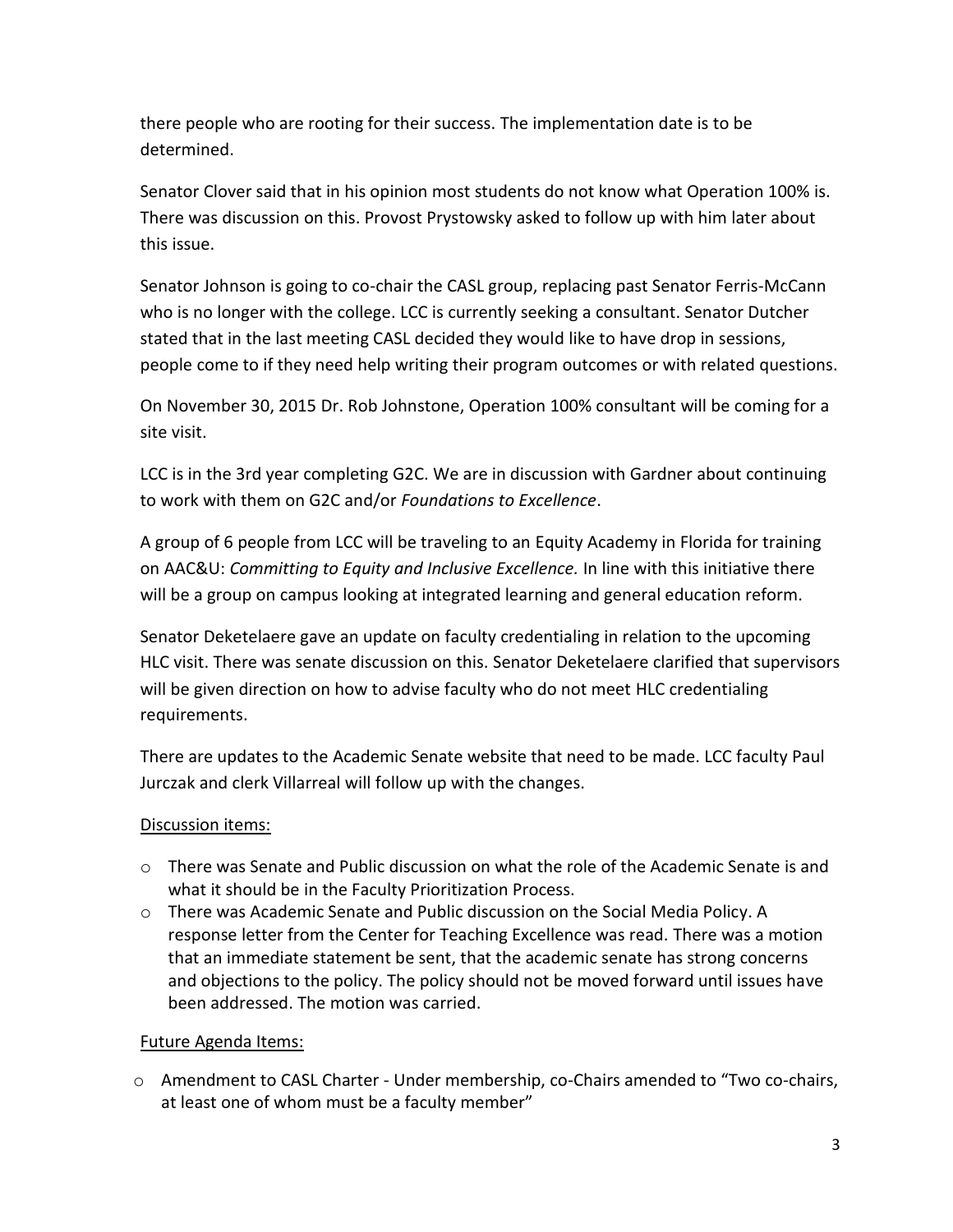there people who are rooting for their success. The implementation date is to be determined.

Senator Clover said that in his opinion most students do not know what Operation 100% is. There was discussion on this. Provost Prystowsky asked to follow up with him later about this issue.

Senator Johnson is going to co-chair the CASL group, replacing past Senator Ferris-McCann who is no longer with the college. LCC is currently seeking a consultant. Senator Dutcher stated that in the last meeting CASL decided they would like to have drop in sessions, people come to if they need help writing their program outcomes or with related questions.

On November 30, 2015 Dr. Rob Johnstone, Operation 100% consultant will be coming for a site visit.

LCC is in the 3rd year completing G2C. We are in discussion with Gardner about continuing to work with them on G2C and/or *Foundations to Excellence*.

A group of 6 people from LCC will be traveling to an Equity Academy in Florida for training on AAC&U: *Committing to Equity and Inclusive Excellence.* In line with this initiative there will be a group on campus looking at integrated learning and general education reform.

Senator Deketelaere gave an update on faculty credentialing in relation to the upcoming HLC visit. There was senate discussion on this. Senator Deketelaere clarified that supervisors will be given direction on how to advise faculty who do not meet HLC credentialing requirements.

There are updates to the Academic Senate website that need to be made. LCC faculty Paul Jurczak and clerk Villarreal will follow up with the changes.

Discussion items:

- There was Senate and Public discussion on what the role of the Academic Senate is and what it should be in the Faculty Prioritization Process.
- There was Academic Senate and Public discussion on the Social Media Policy. A response letter from the Center for Teaching Excellence was read. There was a motion that an immediate statement be sent, that the academic senate has strong concerns and objections to the policy. The policy should not be moved forward until issues have been addressed. The motion was carried.

Future Agenda Items:

- Amendment to CASL Charter - Under membership, co-Chairs amended to "Two co-chairs, at least one of whom must be a faculty member"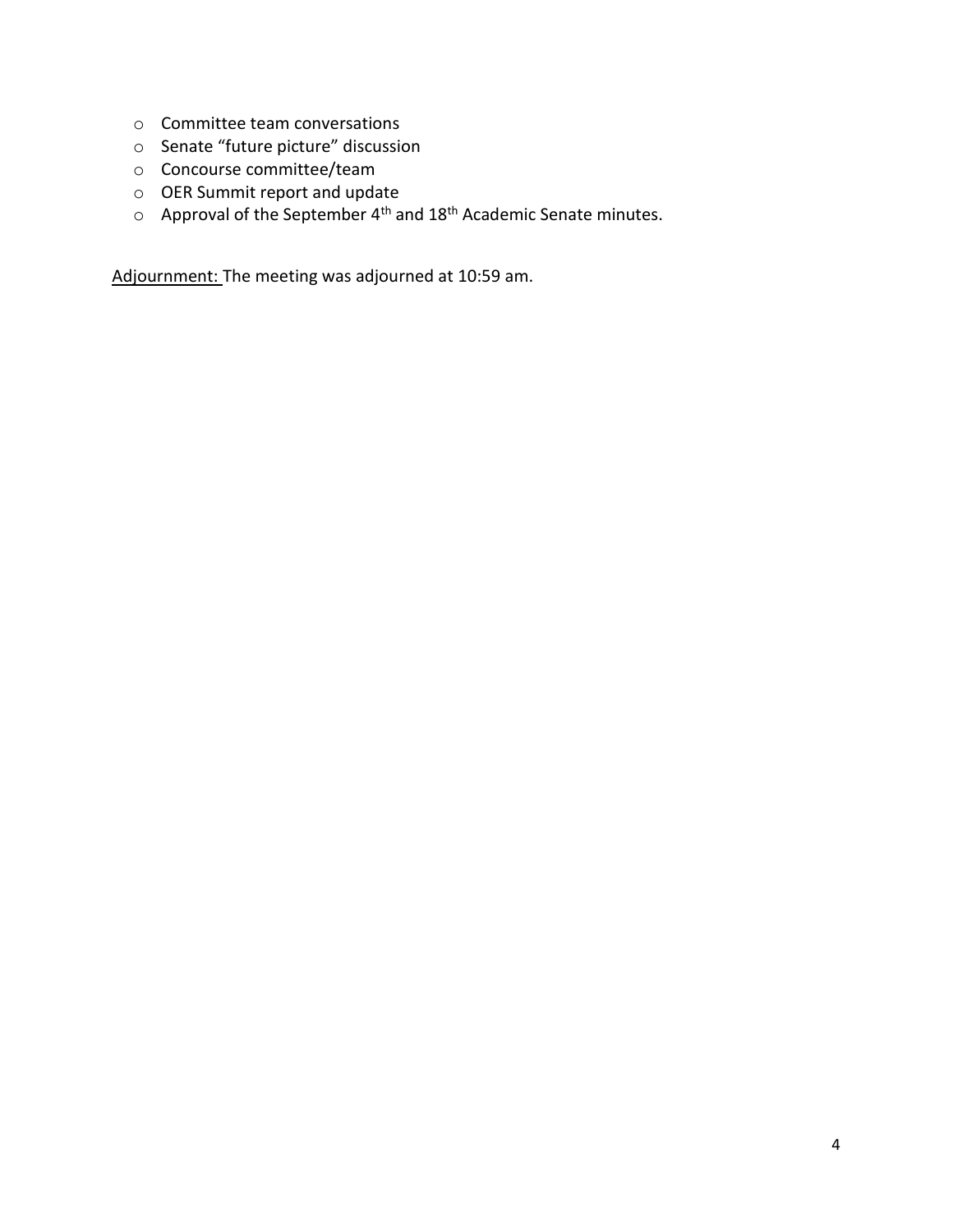- Committee team conversations
- Senate "future picture" discussion
- Concourse committee/team
- OER Summit report and update
- Approval of the September 4th and 18th Academic Senate minutes.

<u>Adjournment:</u> The meeting was adjourned at 10:59 am.